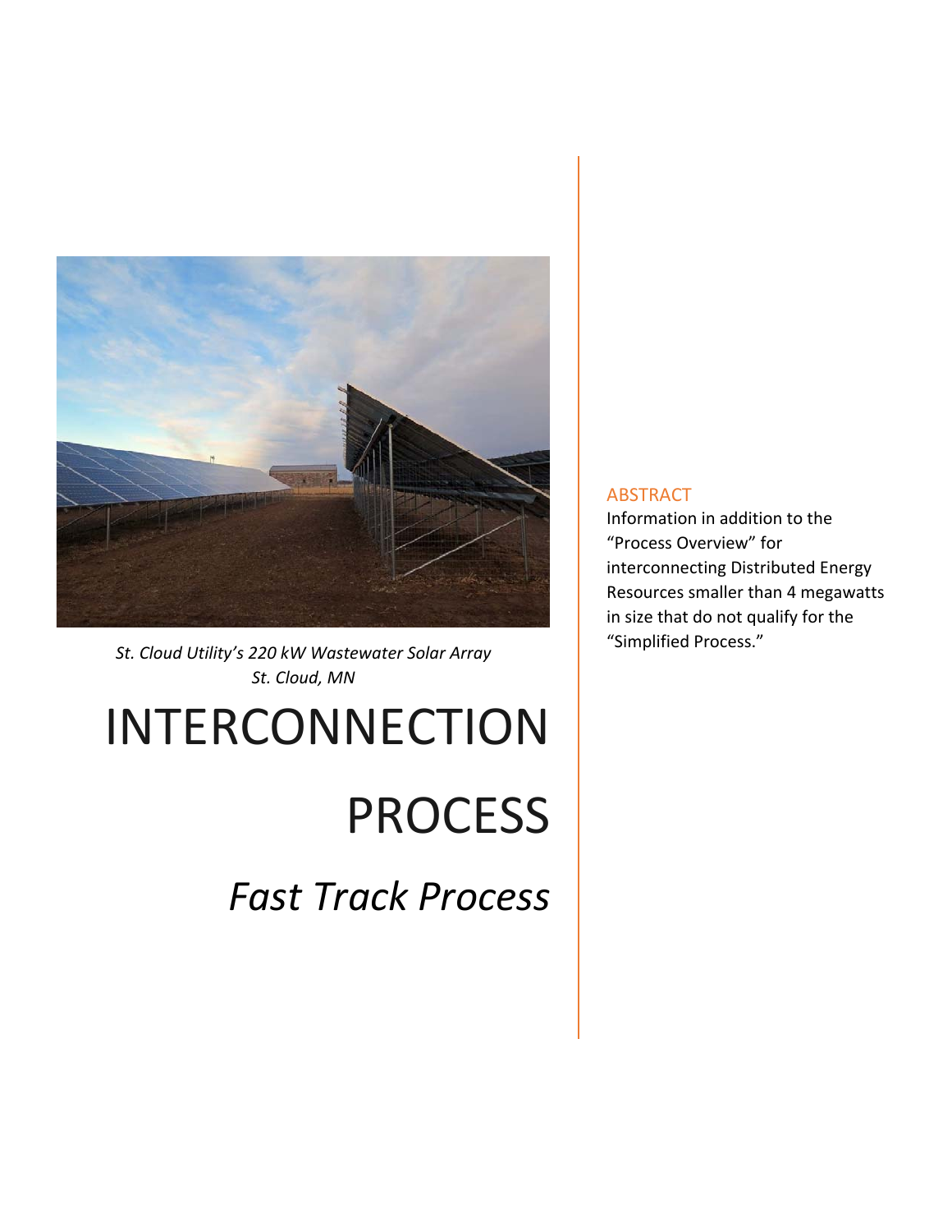*St. Cloud Utility's 220 kW Wastewater Solar Array*
*St. Cloud, MN*

# INTERCONNECTION PROCESS

## *Fast Track Process*

### ABSTRACT

Information in addition to the "Process Overview" for interconnecting Distributed Energy Resources smaller than 4 megawatts in size that do not qualify for the "Simplified Process."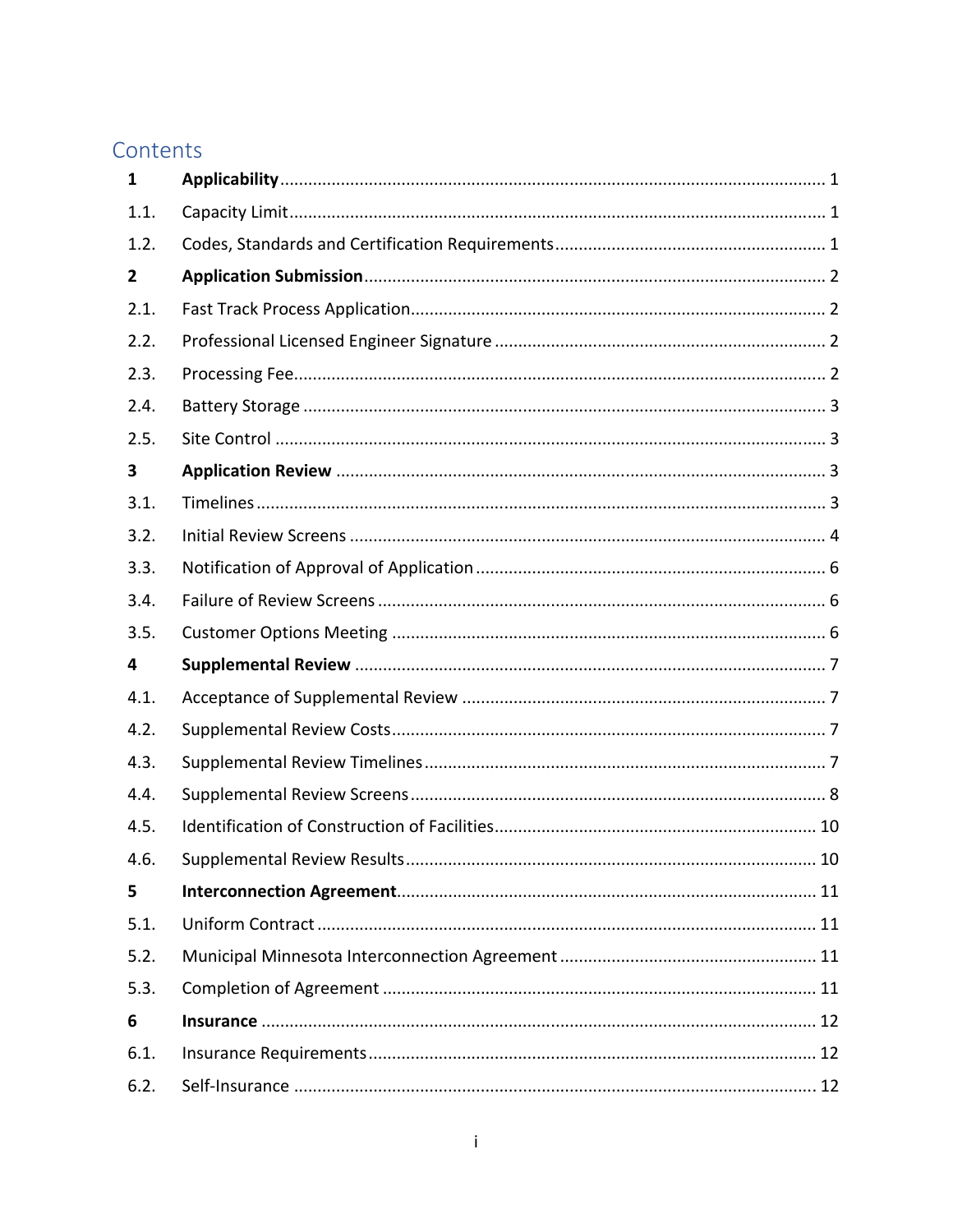# Contents

| | | |
|---|---|---|
| **1** | **Applicability** | 1 |
| 1.1. | Capacity Limit | 1 |
| 1.2. | Codes, Standards and Certification Requirements | 1 |
| **2** | **Application Submission** | 2 |
| 2.1. | Fast Track Process Application | 2 |
| 2.2. | Professional Licensed Engineer Signature | 2 |
| 2.3. | Processing Fee | 2 |
| 2.4. | Battery Storage | 3 |
| 2.5. | Site Control | 3 |
| **3** | **Application Review** | 3 |
| 3.1. | Timelines | 3 |
| 3.2. | Initial Review Screens | 4 |
| 3.3. | Notification of Approval of Application | 6 |
| 3.4. | Failure of Review Screens | 6 |
| 3.5. | Customer Options Meeting | 6 |
| **4** | **Supplemental Review** | 7 |
| 4.1. | Acceptance of Supplemental Review | 7 |
| 4.2. | Supplemental Review Costs | 7 |
| 4.3. | Supplemental Review Timelines | 7 |
| 4.4. | Supplemental Review Screens | 8 |
| 4.5. | Identification of Construction of Facilities | 10 |
| 4.6. | Supplemental Review Results | 10 |
| **5** | **Interconnection Agreement** | 11 |
| 5.1. | Uniform Contract | 11 |
| 5.2. | Municipal Minnesota Interconnection Agreement | 11 |
| 5.3. | Completion of Agreement | 11 |
| **6** | **Insurance** | 12 |
| 6.1. | Insurance Requirements | 12 |
| 6.2. | Self-Insurance | 12 |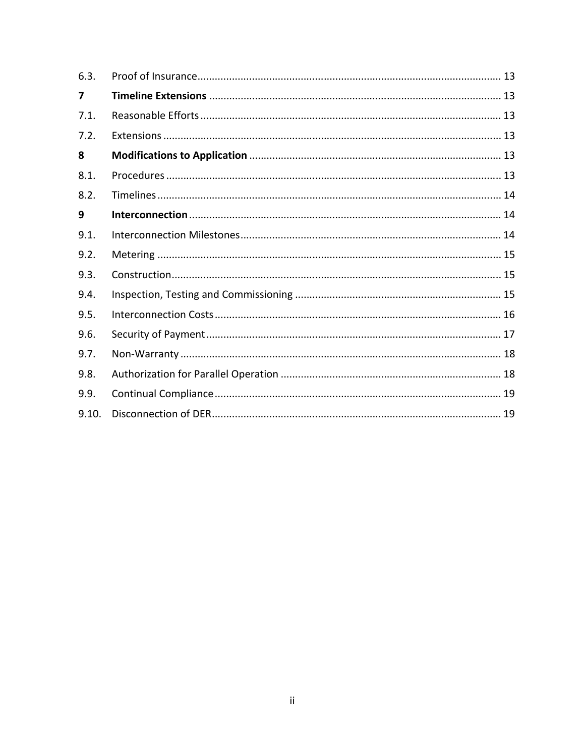| | | |
|---|---|---|
| 6.3. | Proof of Insurance | 13 |
| **7** | **Timeline Extensions** | 13 |
| 7.1. | Reasonable Efforts | 13 |
| 7.2. | Extensions | 13 |
| **8** | **Modifications to Application** | 13 |
| 8.1. | Procedures | 13 |
| 8.2. | Timelines | 14 |
| **9** | **Interconnection** | 14 |
| 9.1. | Interconnection Milestones | 14 |
| 9.2. | Metering | 15 |
| 9.3. | Construction | 15 |
| 9.4. | Inspection, Testing and Commissioning | 15 |
| 9.5. | Interconnection Costs | 16 |
| 9.6. | Security of Payment | 17 |
| 9.7. | Non-Warranty | 18 |
| 9.8. | Authorization for Parallel Operation | 18 |
| 9.9. | Continual Compliance | 19 |
| 9.10. | Disconnection of DER | 19 |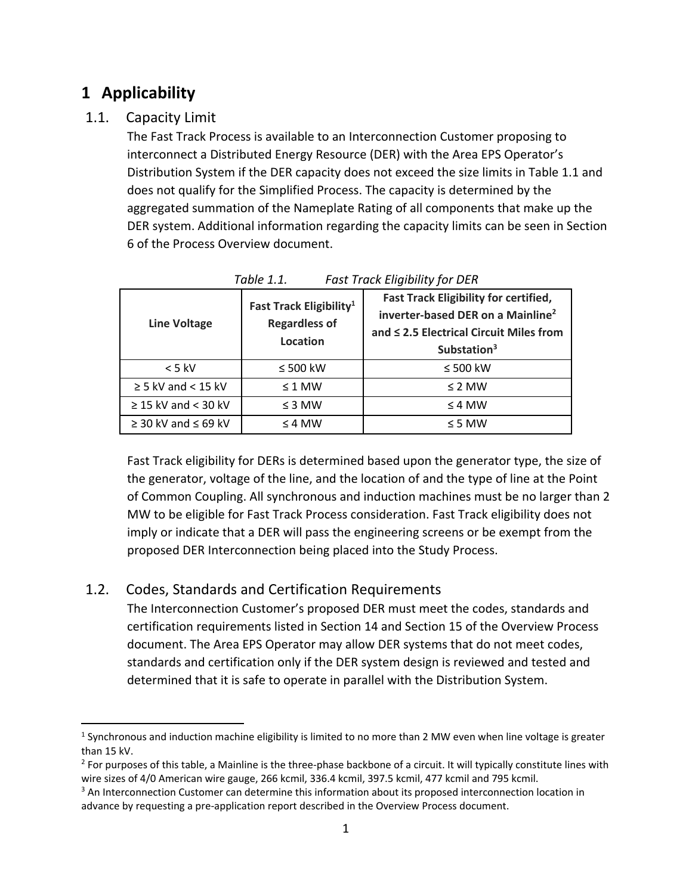# 1 Applicability

## 1.1. Capacity Limit

The Fast Track Process is available to an Interconnection Customer proposing to interconnect a Distributed Energy Resource (DER) with the Area EPS Operator's Distribution System if the DER capacity does not exceed the size limits in Table 1.1 and does not qualify for the Simplified Process. The capacity is determined by the aggregated summation of the Nameplate Rating of all components that make up the DER system. Additional information regarding the capacity limits can be seen in Section 6 of the Process Overview document.

*Table 1.1. Fast Track Eligibility for DER*

| Line Voltage | Fast Track Eligibility[1] Regardless of Location | Fast Track Eligibility for certified, inverter-based DER on a Mainline[2] and ≤ 2.5 Electrical Circuit Miles from Substation[3] |
|---|---|---|
| < 5 kV | ≤ 500 kW | ≤ 500 kW |
| ≥ 5 kV and < 15 kV | ≤ 1 MW | ≤ 2 MW |
| ≥ 15 kV and < 30 kV | ≤ 3 MW | ≤ 4 MW |
| ≥ 30 kV and ≤ 69 kV | ≤ 4 MW | ≤ 5 MW |

Fast Track eligibility for DERs is determined based upon the generator type, the size of the generator, voltage of the line, and the location of and the type of line at the Point of Common Coupling. All synchronous and induction machines must be no larger than 2 MW to be eligible for Fast Track Process consideration. Fast Track eligibility does not imply or indicate that a DER will pass the engineering screens or be exempt from the proposed DER Interconnection being placed into the Study Process.

## 1.2. Codes, Standards and Certification Requirements

The Interconnection Customer's proposed DER must meet the codes, standards and certification requirements listed in Section 14 and Section 15 of the Overview Process document. The Area EPS Operator may allow DER systems that do not meet codes, standards and certification only if the DER system design is reviewed and tested and determined that it is safe to operate in parallel with the Distribution System.

---

[1] Synchronous and induction machine eligibility is limited to no more than 2 MW even when line voltage is greater than 15 kV.

[2] For purposes of this table, a Mainline is the three-phase backbone of a circuit. It will typically constitute lines with wire sizes of 4/0 American wire gauge, 266 kcmil, 336.4 kcmil, 397.5 kcmil, 477 kcmil and 795 kcmil.

[3] An Interconnection Customer can determine this information about its proposed interconnection location in advance by requesting a pre-application report described in the Overview Process document.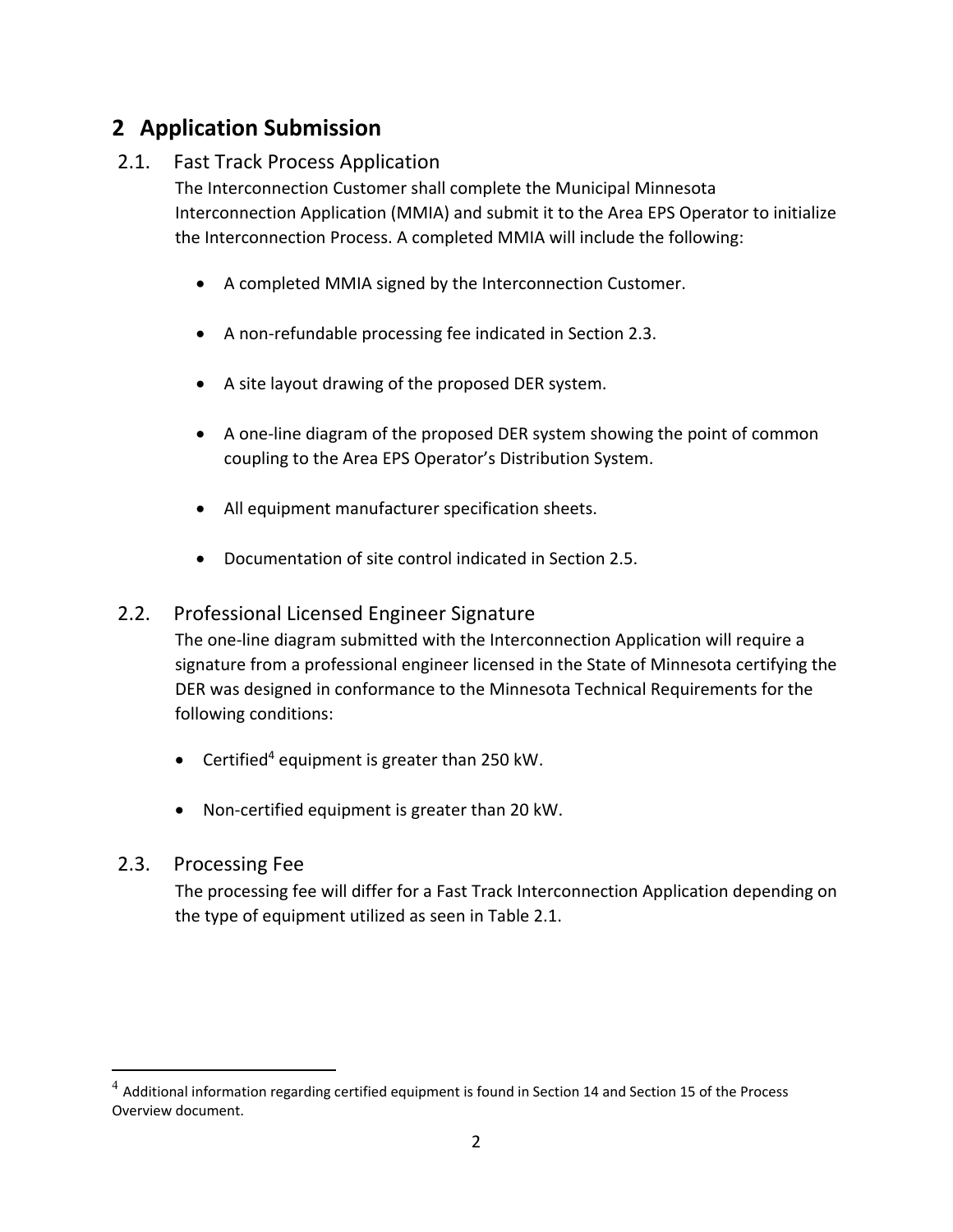## 2 Application Submission

### 2.1. Fast Track Process Application

The Interconnection Customer shall complete the Municipal Minnesota Interconnection Application (MMIA) and submit it to the Area EPS Operator to initialize the Interconnection Process. A completed MMIA will include the following:

- A completed MMIA signed by the Interconnection Customer.
- A non-refundable processing fee indicated in Section 2.3.
- A site layout drawing of the proposed DER system.
- A one-line diagram of the proposed DER system showing the point of common coupling to the Area EPS Operator's Distribution System.
- All equipment manufacturer specification sheets.
- Documentation of site control indicated in Section 2.5.

### 2.2. Professional Licensed Engineer Signature

The one-line diagram submitted with the Interconnection Application will require a signature from a professional engineer licensed in the State of Minnesota certifying the DER was designed in conformance to the Minnesota Technical Requirements for the following conditions:

- Certified[4] equipment is greater than 250 kW.
- Non-certified equipment is greater than 20 kW.

### 2.3. Processing Fee

The processing fee will differ for a Fast Track Interconnection Application depending on the type of equipment utilized as seen in Table 2.1.

[4] Additional information regarding certified equipment is found in Section 14 and Section 15 of the Process Overview document.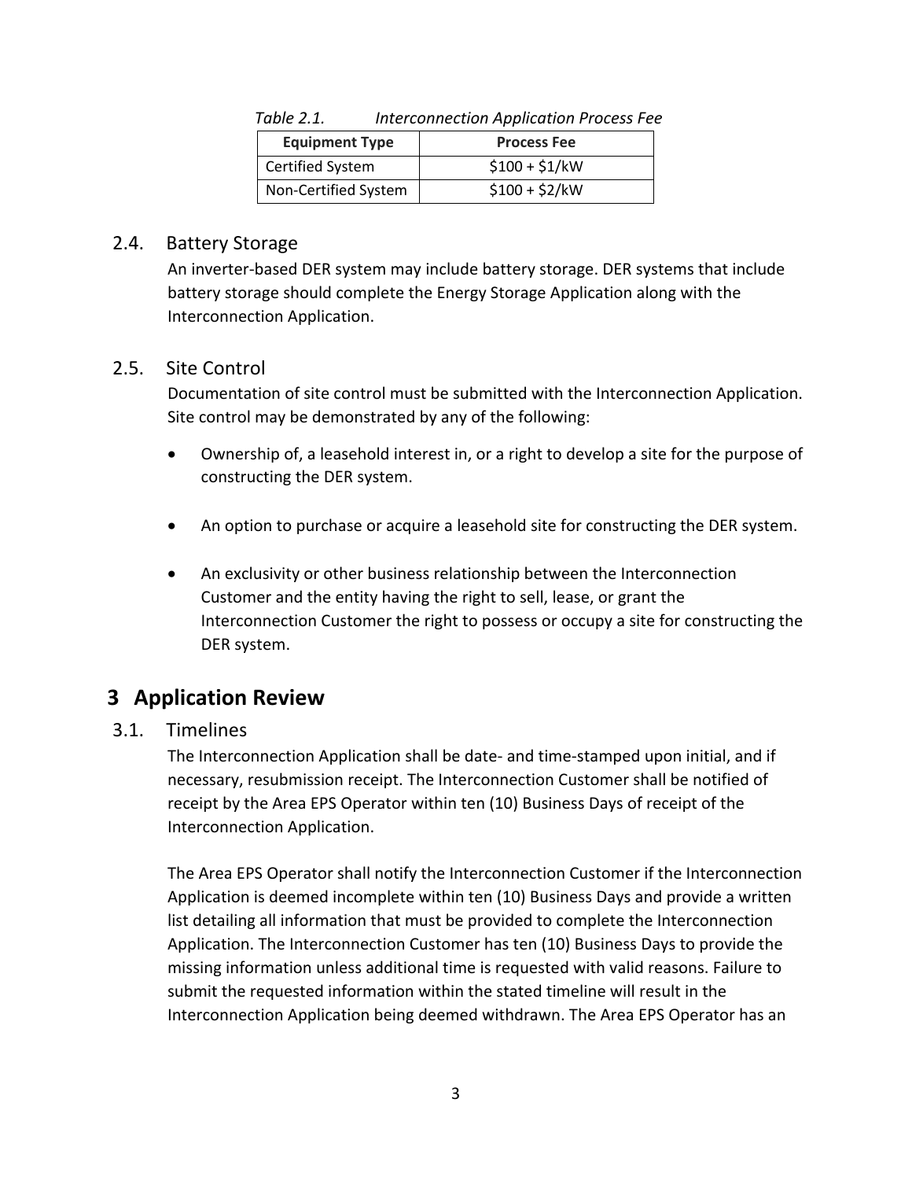*Table 2.1. Interconnection Application Process Fee*

| Equipment Type | Process Fee |
|---|---|
| Certified System | $100 + $1/kW |
| Non-Certified System | $100 + $2/kW |

### 2.4. Battery Storage

An inverter-based DER system may include battery storage. DER systems that include battery storage should complete the Energy Storage Application along with the Interconnection Application.

### 2.5. Site Control

Documentation of site control must be submitted with the Interconnection Application. Site control may be demonstrated by any of the following:

- Ownership of, a leasehold interest in, or a right to develop a site for the purpose of constructing the DER system.
- An option to purchase or acquire a leasehold site for constructing the DER system.
- An exclusivity or other business relationship between the Interconnection Customer and the entity having the right to sell, lease, or grant the Interconnection Customer the right to possess or occupy a site for constructing the DER system.

## 3 Application Review

### 3.1. Timelines

The Interconnection Application shall be date- and time-stamped upon initial, and if necessary, resubmission receipt. The Interconnection Customer shall be notified of receipt by the Area EPS Operator within ten (10) Business Days of receipt of the Interconnection Application.

The Area EPS Operator shall notify the Interconnection Customer if the Interconnection Application is deemed incomplete within ten (10) Business Days and provide a written list detailing all information that must be provided to complete the Interconnection Application. The Interconnection Customer has ten (10) Business Days to provide the missing information unless additional time is requested with valid reasons. Failure to submit the requested information within the stated timeline will result in the Interconnection Application being deemed withdrawn. The Area EPS Operator has an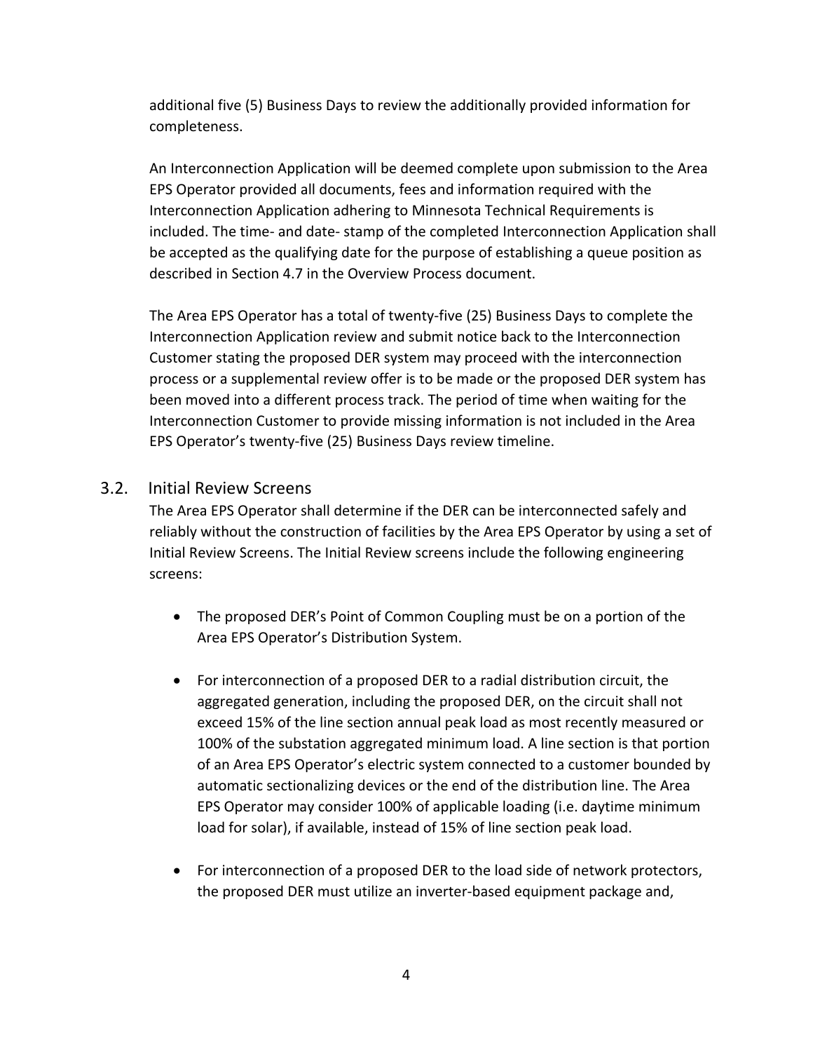additional five (5) Business Days to review the additionally provided information for completeness.

An Interconnection Application will be deemed complete upon submission to the Area EPS Operator provided all documents, fees and information required with the Interconnection Application adhering to Minnesota Technical Requirements is included. The time- and date- stamp of the completed Interconnection Application shall be accepted as the qualifying date for the purpose of establishing a queue position as described in Section 4.7 in the Overview Process document.

The Area EPS Operator has a total of twenty-five (25) Business Days to complete the Interconnection Application review and submit notice back to the Interconnection Customer stating the proposed DER system may proceed with the interconnection process or a supplemental review offer is to be made or the proposed DER system has been moved into a different process track. The period of time when waiting for the Interconnection Customer to provide missing information is not included in the Area EPS Operator's twenty-five (25) Business Days review timeline.

## 3.2. Initial Review Screens

The Area EPS Operator shall determine if the DER can be interconnected safely and reliably without the construction of facilities by the Area EPS Operator by using a set of Initial Review Screens. The Initial Review screens include the following engineering screens:

- The proposed DER's Point of Common Coupling must be on a portion of the Area EPS Operator's Distribution System.

- For interconnection of a proposed DER to a radial distribution circuit, the aggregated generation, including the proposed DER, on the circuit shall not exceed 15% of the line section annual peak load as most recently measured or 100% of the substation aggregated minimum load. A line section is that portion of an Area EPS Operator's electric system connected to a customer bounded by automatic sectionalizing devices or the end of the distribution line. The Area EPS Operator may consider 100% of applicable loading (i.e. daytime minimum load for solar), if available, instead of 15% of line section peak load.

- For interconnection of a proposed DER to the load side of network protectors, the proposed DER must utilize an inverter-based equipment package and,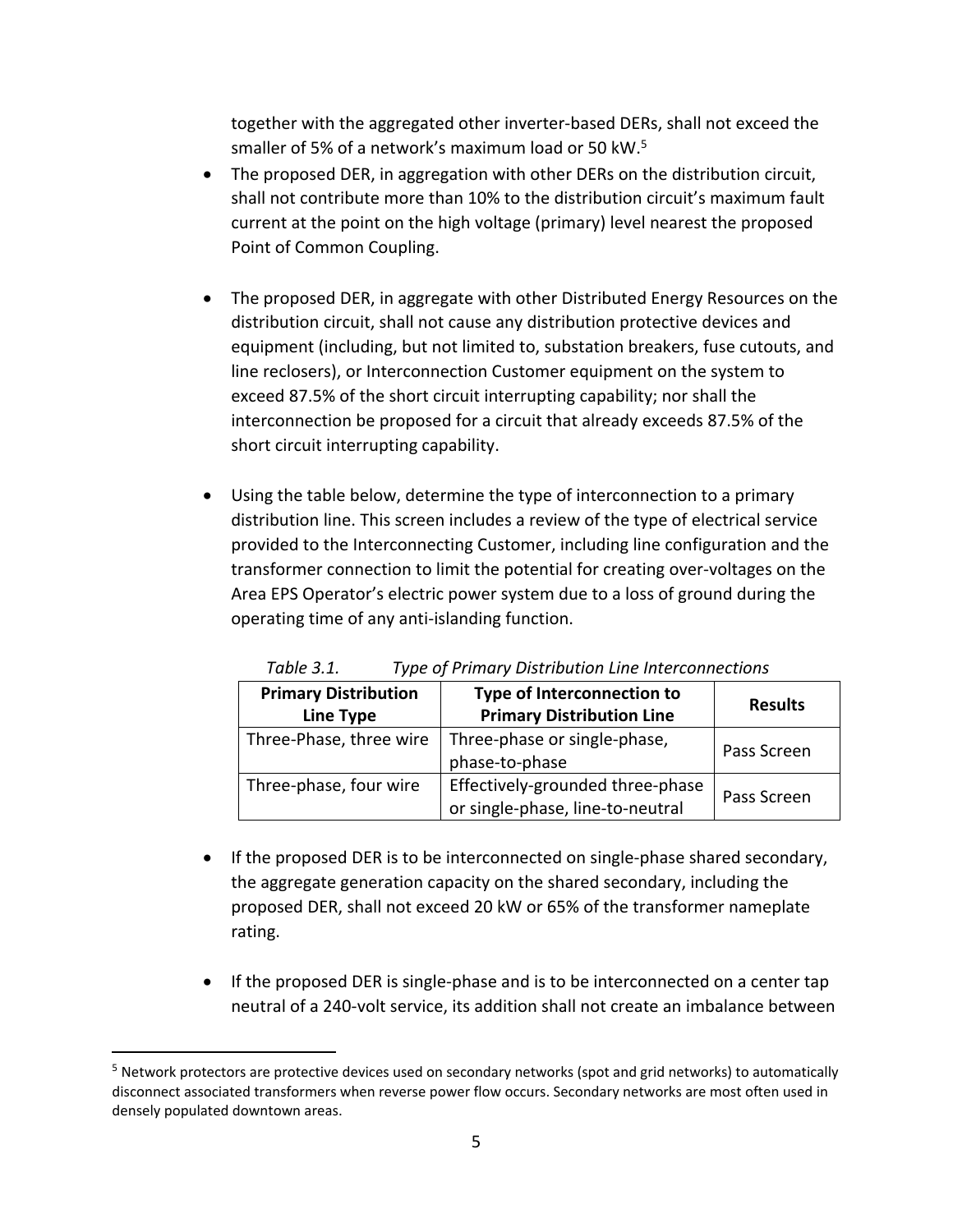together with the aggregated other inverter-based DERs, shall not exceed the smaller of 5% of a network's maximum load or 50 kW.[5]

- The proposed DER, in aggregation with other DERs on the distribution circuit, shall not contribute more than 10% to the distribution circuit's maximum fault current at the point on the high voltage (primary) level nearest the proposed Point of Common Coupling.

- The proposed DER, in aggregate with other Distributed Energy Resources on the distribution circuit, shall not cause any distribution protective devices and equipment (including, but not limited to, substation breakers, fuse cutouts, and line reclosers), or Interconnection Customer equipment on the system to exceed 87.5% of the short circuit interrupting capability; nor shall the interconnection be proposed for a circuit that already exceeds 87.5% of the short circuit interrupting capability.

- Using the table below, determine the type of interconnection to a primary distribution line. This screen includes a review of the type of electrical service provided to the Interconnecting Customer, including line configuration and the transformer connection to limit the potential for creating over-voltages on the Area EPS Operator's electric power system due to a loss of ground during the operating time of any anti-islanding function.

*Table 3.1. Type of Primary Distribution Line Interconnections*

| Primary Distribution Line Type | Type of Interconnection to Primary Distribution Line | Results |
|---|---|---|
| Three-Phase, three wire | Three-phase or single-phase, phase-to-phase | Pass Screen |
| Three-phase, four wire | Effectively-grounded three-phase or single-phase, line-to-neutral | Pass Screen |

- If the proposed DER is to be interconnected on single-phase shared secondary, the aggregate generation capacity on the shared secondary, including the proposed DER, shall not exceed 20 kW or 65% of the transformer nameplate rating.

- If the proposed DER is single-phase and is to be interconnected on a center tap neutral of a 240-volt service, its addition shall not create an imbalance between

[5] Network protectors are protective devices used on secondary networks (spot and grid networks) to automatically disconnect associated transformers when reverse power flow occurs. Secondary networks are most often used in densely populated downtown areas.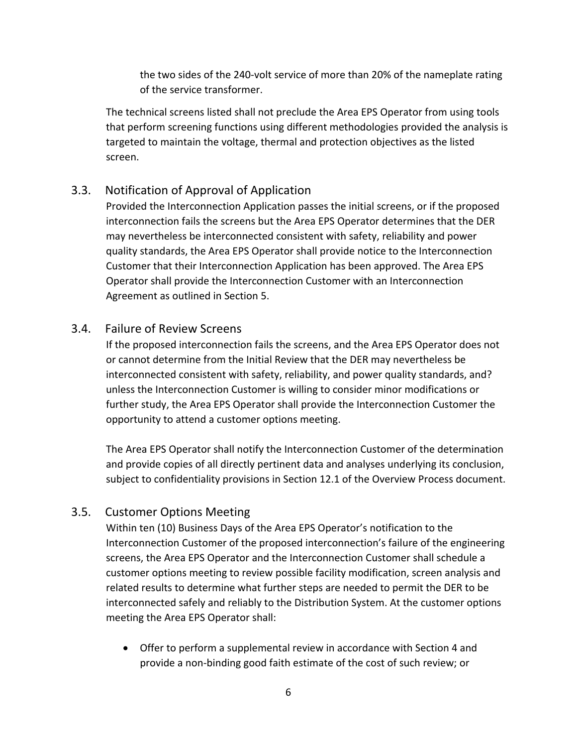the two sides of the 240-volt service of more than 20% of the nameplate rating of the service transformer.

The technical screens listed shall not preclude the Area EPS Operator from using tools that perform screening functions using different methodologies provided the analysis is targeted to maintain the voltage, thermal and protection objectives as the listed screen.

## 3.3. Notification of Approval of Application

Provided the Interconnection Application passes the initial screens, or if the proposed interconnection fails the screens but the Area EPS Operator determines that the DER may nevertheless be interconnected consistent with safety, reliability and power quality standards, the Area EPS Operator shall provide notice to the Interconnection Customer that their Interconnection Application has been approved. The Area EPS Operator shall provide the Interconnection Customer with an Interconnection Agreement as outlined in Section 5.

## 3.4. Failure of Review Screens

If the proposed interconnection fails the screens, and the Area EPS Operator does not or cannot determine from the Initial Review that the DER may nevertheless be interconnected consistent with safety, reliability, and power quality standards, and? unless the Interconnection Customer is willing to consider minor modifications or further study, the Area EPS Operator shall provide the Interconnection Customer the opportunity to attend a customer options meeting.

The Area EPS Operator shall notify the Interconnection Customer of the determination and provide copies of all directly pertinent data and analyses underlying its conclusion, subject to confidentiality provisions in Section 12.1 of the Overview Process document.

## 3.5. Customer Options Meeting

Within ten (10) Business Days of the Area EPS Operator's notification to the Interconnection Customer of the proposed interconnection's failure of the engineering screens, the Area EPS Operator and the Interconnection Customer shall schedule a customer options meeting to review possible facility modification, screen analysis and related results to determine what further steps are needed to permit the DER to be interconnected safely and reliably to the Distribution System. At the customer options meeting the Area EPS Operator shall:

- Offer to perform a supplemental review in accordance with Section 4 and provide a non-binding good faith estimate of the cost of such review; or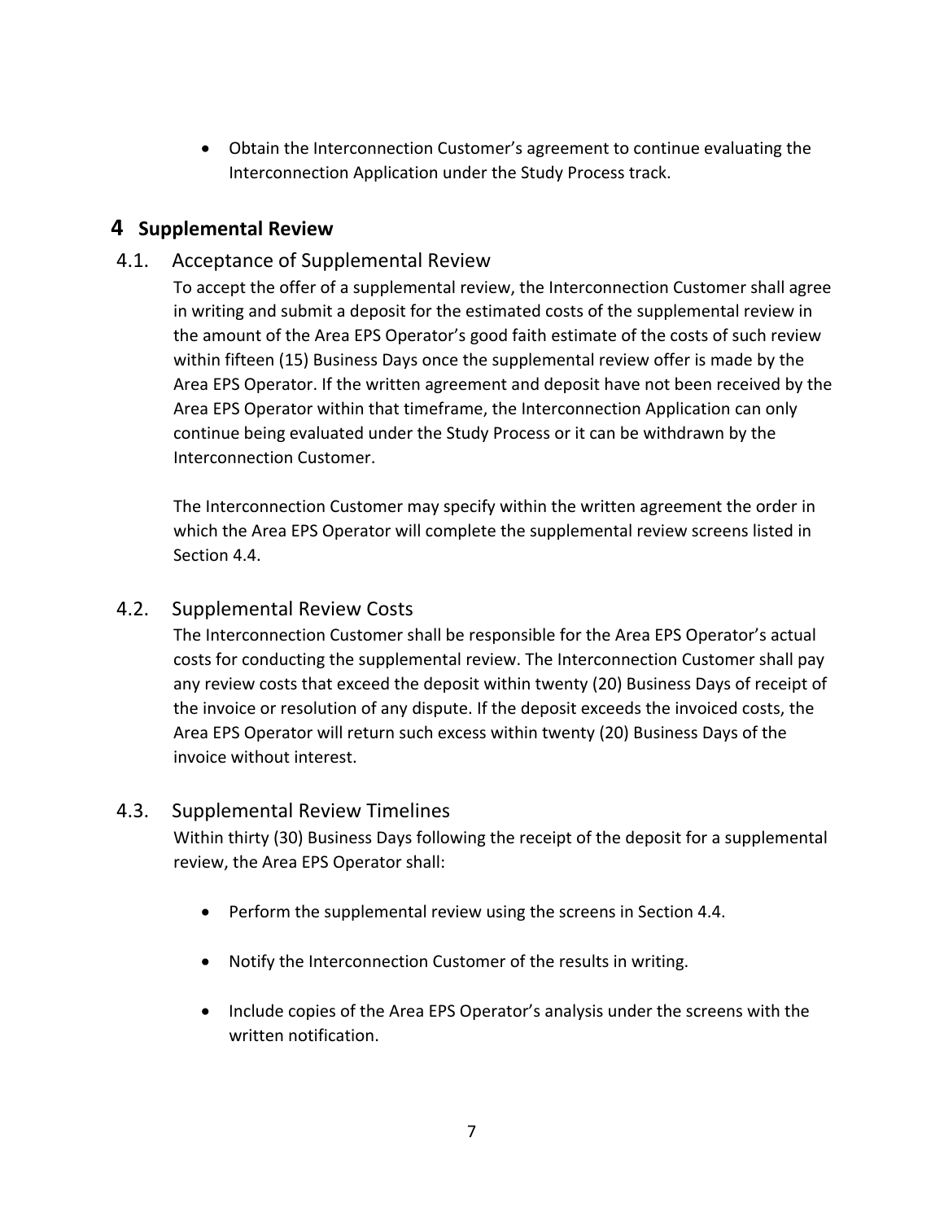- Obtain the Interconnection Customer's agreement to continue evaluating the Interconnection Application under the Study Process track.

# 4 Supplemental Review

## 4.1. Acceptance of Supplemental Review

To accept the offer of a supplemental review, the Interconnection Customer shall agree in writing and submit a deposit for the estimated costs of the supplemental review in the amount of the Area EPS Operator's good faith estimate of the costs of such review within fifteen (15) Business Days once the supplemental review offer is made by the Area EPS Operator. If the written agreement and deposit have not been received by the Area EPS Operator within that timeframe, the Interconnection Application can only continue being evaluated under the Study Process or it can be withdrawn by the Interconnection Customer.

The Interconnection Customer may specify within the written agreement the order in which the Area EPS Operator will complete the supplemental review screens listed in Section 4.4.

## 4.2. Supplemental Review Costs

The Interconnection Customer shall be responsible for the Area EPS Operator's actual costs for conducting the supplemental review. The Interconnection Customer shall pay any review costs that exceed the deposit within twenty (20) Business Days of receipt of the invoice or resolution of any dispute. If the deposit exceeds the invoiced costs, the Area EPS Operator will return such excess within twenty (20) Business Days of the invoice without interest.

## 4.3. Supplemental Review Timelines

Within thirty (30) Business Days following the receipt of the deposit for a supplemental review, the Area EPS Operator shall:

- Perform the supplemental review using the screens in Section 4.4.
- Notify the Interconnection Customer of the results in writing.
- Include copies of the Area EPS Operator's analysis under the screens with the written notification.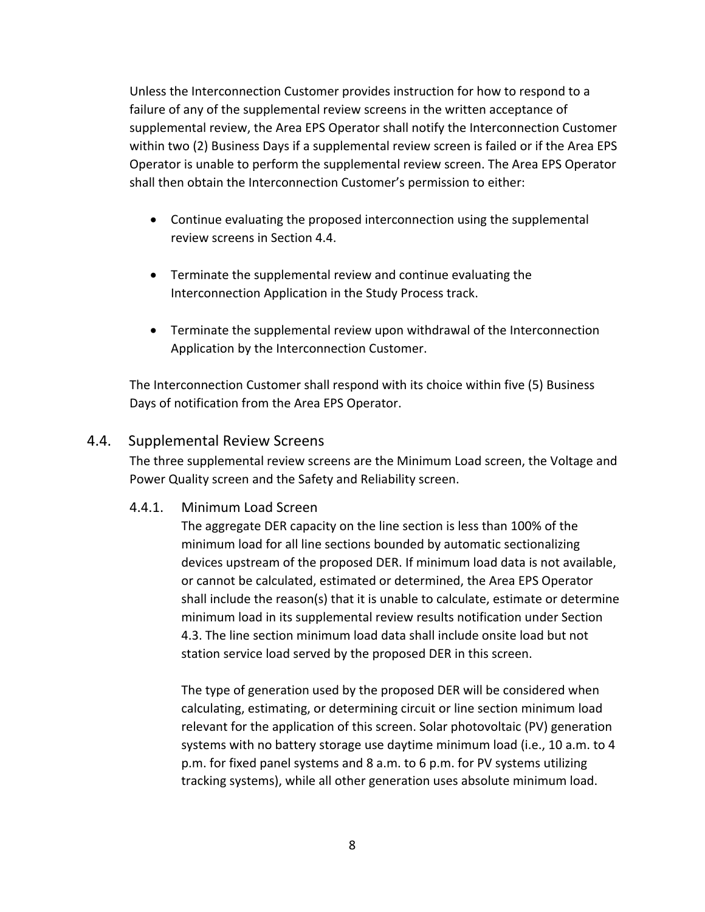Unless the Interconnection Customer provides instruction for how to respond to a failure of any of the supplemental review screens in the written acceptance of supplemental review, the Area EPS Operator shall notify the Interconnection Customer within two (2) Business Days if a supplemental review screen is failed or if the Area EPS Operator is unable to perform the supplemental review screen. The Area EPS Operator shall then obtain the Interconnection Customer's permission to either:

- Continue evaluating the proposed interconnection using the supplemental review screens in Section 4.4.
- Terminate the supplemental review and continue evaluating the Interconnection Application in the Study Process track.
- Terminate the supplemental review upon withdrawal of the Interconnection Application by the Interconnection Customer.

The Interconnection Customer shall respond with its choice within five (5) Business Days of notification from the Area EPS Operator.

## 4.4. Supplemental Review Screens

The three supplemental review screens are the Minimum Load screen, the Voltage and Power Quality screen and the Safety and Reliability screen.

### 4.4.1. Minimum Load Screen

The aggregate DER capacity on the line section is less than 100% of the minimum load for all line sections bounded by automatic sectionalizing devices upstream of the proposed DER. If minimum load data is not available, or cannot be calculated, estimated or determined, the Area EPS Operator shall include the reason(s) that it is unable to calculate, estimate or determine minimum load in its supplemental review results notification under Section 4.3. The line section minimum load data shall include onsite load but not station service load served by the proposed DER in this screen.

The type of generation used by the proposed DER will be considered when calculating, estimating, or determining circuit or line section minimum load relevant for the application of this screen. Solar photovoltaic (PV) generation systems with no battery storage use daytime minimum load (i.e., 10 a.m. to 4 p.m. for fixed panel systems and 8 a.m. to 6 p.m. for PV systems utilizing tracking systems), while all other generation uses absolute minimum load.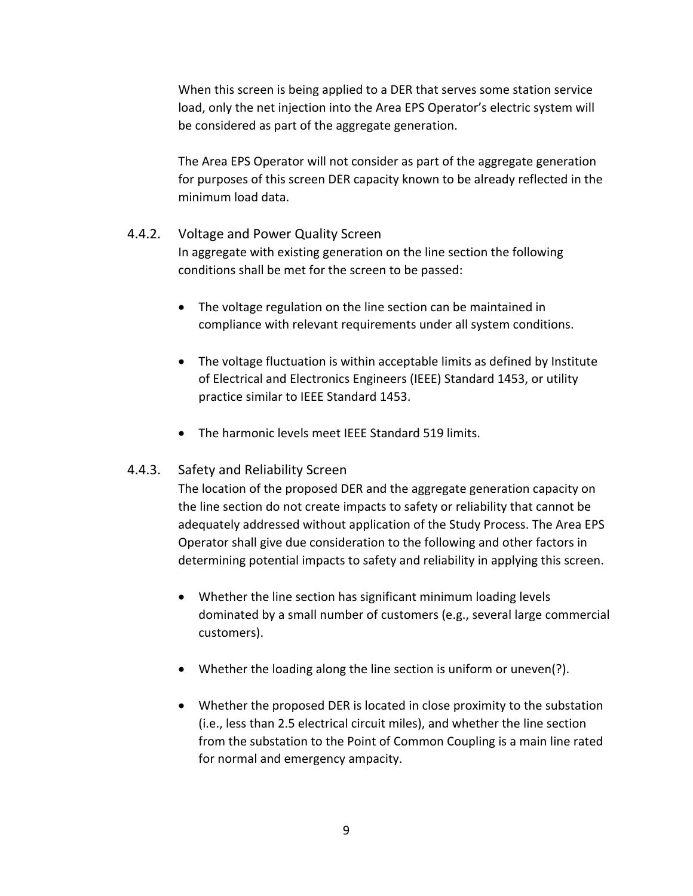When this screen is being applied to a DER that serves some station service load, only the net injection into the Area EPS Operator's electric system will be considered as part of the aggregate generation.

The Area EPS Operator will not consider as part of the aggregate generation for purposes of this screen DER capacity known to be already reflected in the minimum load data.

#### 4.4.2. Voltage and Power Quality Screen

In aggregate with existing generation on the line section the following conditions shall be met for the screen to be passed:

- The voltage regulation on the line section can be maintained in compliance with relevant requirements under all system conditions.
- The voltage fluctuation is within acceptable limits as defined by Institute of Electrical and Electronics Engineers (IEEE) Standard 1453, or utility practice similar to IEEE Standard 1453.
- The harmonic levels meet IEEE Standard 519 limits.

#### 4.4.3. Safety and Reliability Screen

The location of the proposed DER and the aggregate generation capacity on the line section do not create impacts to safety or reliability that cannot be adequately addressed without application of the Study Process. The Area EPS Operator shall give due consideration to the following and other factors in determining potential impacts to safety and reliability in applying this screen.

- Whether the line section has significant minimum loading levels dominated by a small number of customers (e.g., several large commercial customers).
- Whether the loading along the line section is uniform or uneven(?).
- Whether the proposed DER is located in close proximity to the substation (i.e., less than 2.5 electrical circuit miles), and whether the line section from the substation to the Point of Common Coupling is a main line rated for normal and emergency ampacity.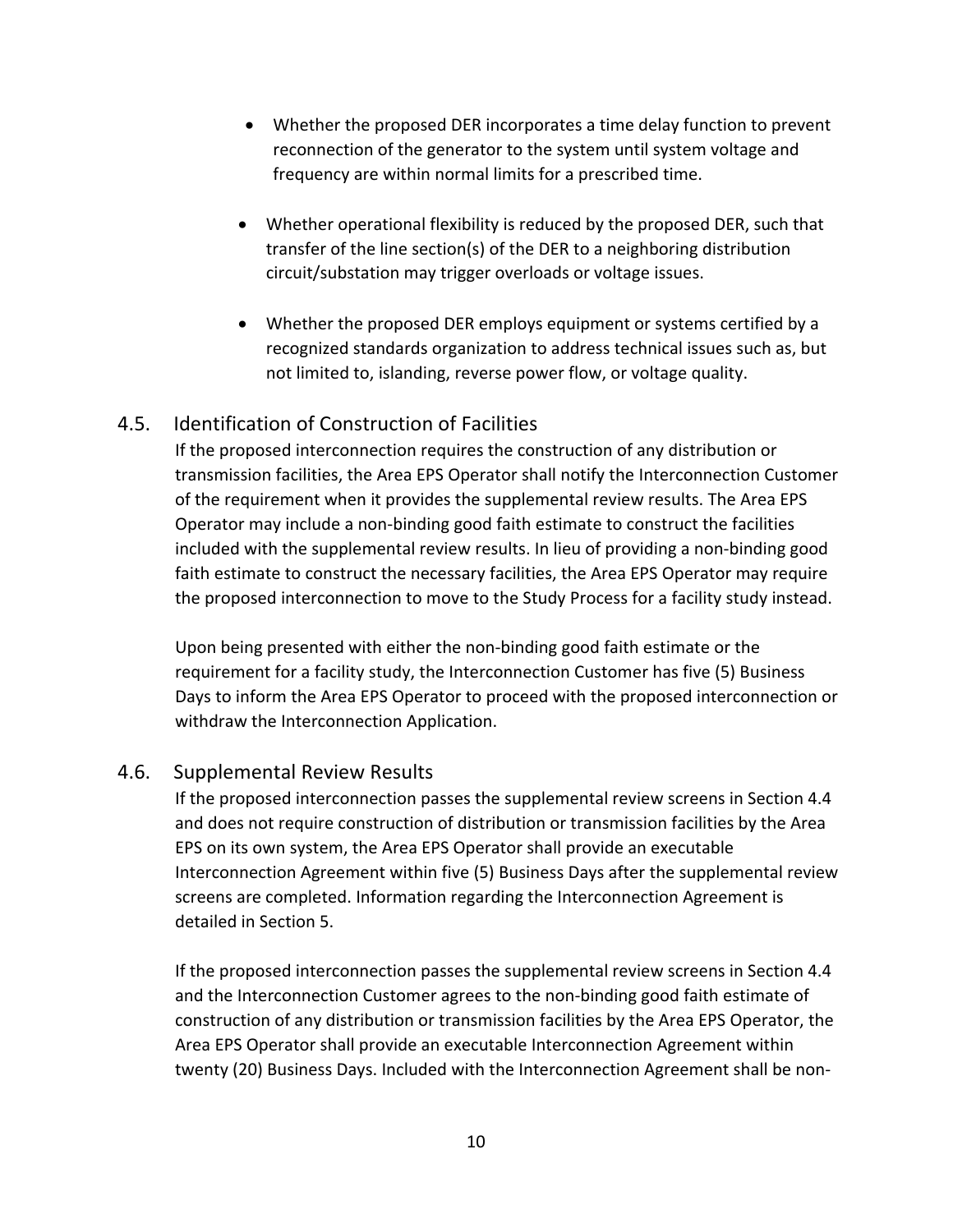- Whether the proposed DER incorporates a time delay function to prevent reconnection of the generator to the system until system voltage and frequency are within normal limits for a prescribed time.

- Whether operational flexibility is reduced by the proposed DER, such that transfer of the line section(s) of the DER to a neighboring distribution circuit/substation may trigger overloads or voltage issues.

- Whether the proposed DER employs equipment or systems certified by a recognized standards organization to address technical issues such as, but not limited to, islanding, reverse power flow, or voltage quality.

## 4.5. Identification of Construction of Facilities

If the proposed interconnection requires the construction of any distribution or transmission facilities, the Area EPS Operator shall notify the Interconnection Customer of the requirement when it provides the supplemental review results. The Area EPS Operator may include a non-binding good faith estimate to construct the facilities included with the supplemental review results. In lieu of providing a non-binding good faith estimate to construct the necessary facilities, the Area EPS Operator may require the proposed interconnection to move to the Study Process for a facility study instead.

Upon being presented with either the non-binding good faith estimate or the requirement for a facility study, the Interconnection Customer has five (5) Business Days to inform the Area EPS Operator to proceed with the proposed interconnection or withdraw the Interconnection Application.

## 4.6. Supplemental Review Results

If the proposed interconnection passes the supplemental review screens in Section 4.4 and does not require construction of distribution or transmission facilities by the Area EPS on its own system, the Area EPS Operator shall provide an executable Interconnection Agreement within five (5) Business Days after the supplemental review screens are completed. Information regarding the Interconnection Agreement is detailed in Section 5.

If the proposed interconnection passes the supplemental review screens in Section 4.4 and the Interconnection Customer agrees to the non-binding good faith estimate of construction of any distribution or transmission facilities by the Area EPS Operator, the Area EPS Operator shall provide an executable Interconnection Agreement within twenty (20) Business Days. Included with the Interconnection Agreement shall be non-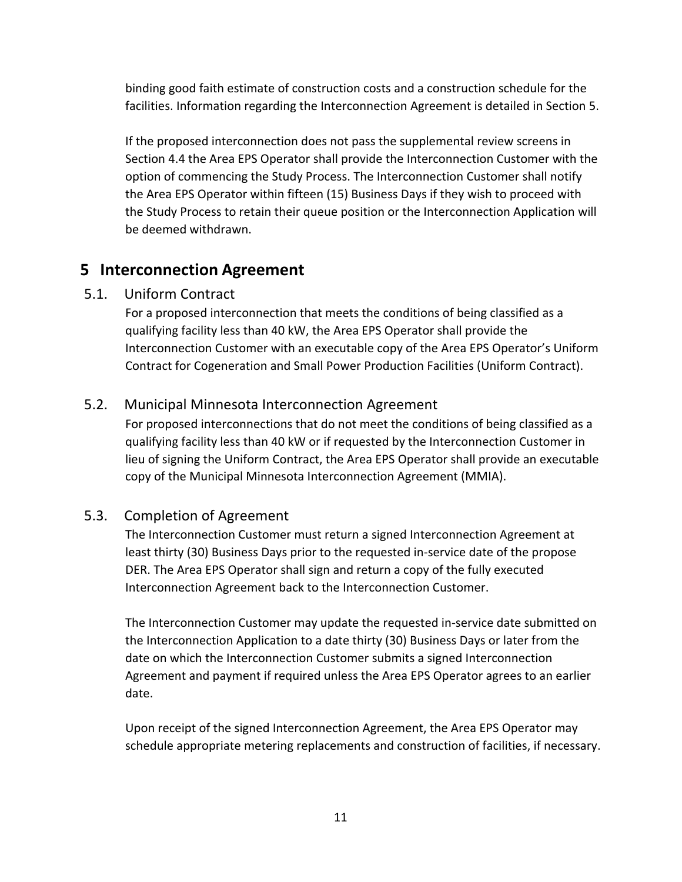binding good faith estimate of construction costs and a construction schedule for the facilities. Information regarding the Interconnection Agreement is detailed in Section 5.

If the proposed interconnection does not pass the supplemental review screens in Section 4.4 the Area EPS Operator shall provide the Interconnection Customer with the option of commencing the Study Process. The Interconnection Customer shall notify the Area EPS Operator within fifteen (15) Business Days if they wish to proceed with the Study Process to retain their queue position or the Interconnection Application will be deemed withdrawn.

# 5 Interconnection Agreement

## 5.1. Uniform Contract

For a proposed interconnection that meets the conditions of being classified as a qualifying facility less than 40 kW, the Area EPS Operator shall provide the Interconnection Customer with an executable copy of the Area EPS Operator's Uniform Contract for Cogeneration and Small Power Production Facilities (Uniform Contract).

## 5.2. Municipal Minnesota Interconnection Agreement

For proposed interconnections that do not meet the conditions of being classified as a qualifying facility less than 40 kW or if requested by the Interconnection Customer in lieu of signing the Uniform Contract, the Area EPS Operator shall provide an executable copy of the Municipal Minnesota Interconnection Agreement (MMIA).

## 5.3. Completion of Agreement

The Interconnection Customer must return a signed Interconnection Agreement at least thirty (30) Business Days prior to the requested in-service date of the propose DER. The Area EPS Operator shall sign and return a copy of the fully executed Interconnection Agreement back to the Interconnection Customer.

The Interconnection Customer may update the requested in-service date submitted on the Interconnection Application to a date thirty (30) Business Days or later from the date on which the Interconnection Customer submits a signed Interconnection Agreement and payment if required unless the Area EPS Operator agrees to an earlier date.

Upon receipt of the signed Interconnection Agreement, the Area EPS Operator may schedule appropriate metering replacements and construction of facilities, if necessary.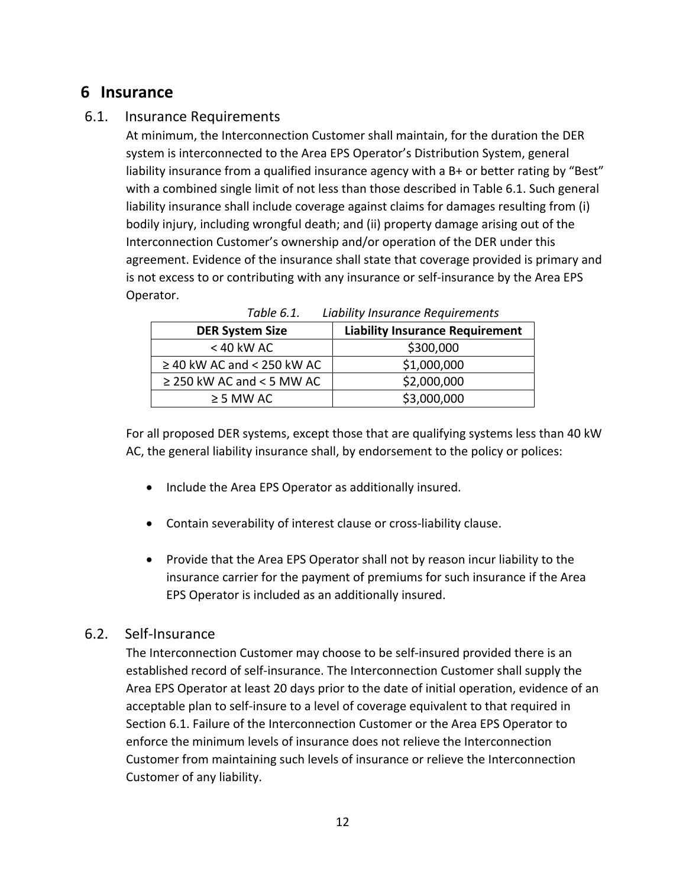# 6 Insurance

## 6.1. Insurance Requirements

At minimum, the Interconnection Customer shall maintain, for the duration the DER system is interconnected to the Area EPS Operator's Distribution System, general liability insurance from a qualified insurance agency with a B+ or better rating by "Best" with a combined single limit of not less than those described in Table 6.1. Such general liability insurance shall include coverage against claims for damages resulting from (i) bodily injury, including wrongful death; and (ii) property damage arising out of the Interconnection Customer's ownership and/or operation of the DER under this agreement. Evidence of the insurance shall state that coverage provided is primary and is not excess to or contributing with any insurance or self-insurance by the Area EPS Operator.

*Table 6.1. Liability Insurance Requirements*

| DER System Size | Liability Insurance Requirement |
|---|---|
| < 40 kW AC | $300,000 |
| ≥ 40 kW AC and < 250 kW AC | $1,000,000 |
| ≥ 250 kW AC and < 5 MW AC | $2,000,000 |
| ≥ 5 MW AC | $3,000,000 |

For all proposed DER systems, except those that are qualifying systems less than 40 kW AC, the general liability insurance shall, by endorsement to the policy or polices:

- Include the Area EPS Operator as additionally insured.
- Contain severability of interest clause or cross-liability clause.
- Provide that the Area EPS Operator shall not by reason incur liability to the insurance carrier for the payment of premiums for such insurance if the Area EPS Operator is included as an additionally insured.

## 6.2. Self-Insurance

The Interconnection Customer may choose to be self-insured provided there is an established record of self-insurance. The Interconnection Customer shall supply the Area EPS Operator at least 20 days prior to the date of initial operation, evidence of an acceptable plan to self-insure to a level of coverage equivalent to that required in Section 6.1. Failure of the Interconnection Customer or the Area EPS Operator to enforce the minimum levels of insurance does not relieve the Interconnection Customer from maintaining such levels of insurance or relieve the Interconnection Customer of any liability.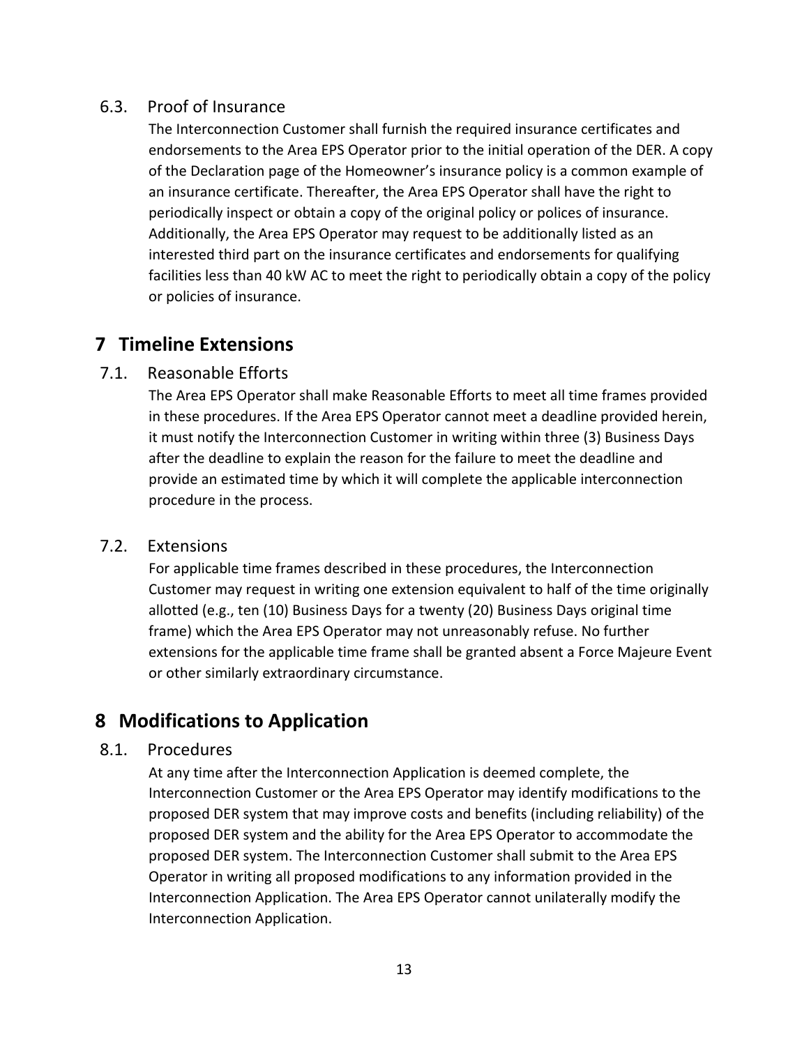### 6.3. Proof of Insurance

The Interconnection Customer shall furnish the required insurance certificates and endorsements to the Area EPS Operator prior to the initial operation of the DER. A copy of the Declaration page of the Homeowner's insurance policy is a common example of an insurance certificate. Thereafter, the Area EPS Operator shall have the right to periodically inspect or obtain a copy of the original policy or polices of insurance. Additionally, the Area EPS Operator may request to be additionally listed as an interested third part on the insurance certificates and endorsements for qualifying facilities less than 40 kW AC to meet the right to periodically obtain a copy of the policy or policies of insurance.

## 7 Timeline Extensions

### 7.1. Reasonable Efforts

The Area EPS Operator shall make Reasonable Efforts to meet all time frames provided in these procedures. If the Area EPS Operator cannot meet a deadline provided herein, it must notify the Interconnection Customer in writing within three (3) Business Days after the deadline to explain the reason for the failure to meet the deadline and provide an estimated time by which it will complete the applicable interconnection procedure in the process.

### 7.2. Extensions

For applicable time frames described in these procedures, the Interconnection Customer may request in writing one extension equivalent to half of the time originally allotted (e.g., ten (10) Business Days for a twenty (20) Business Days original time frame) which the Area EPS Operator may not unreasonably refuse. No further extensions for the applicable time frame shall be granted absent a Force Majeure Event or other similarly extraordinary circumstance.

## 8 Modifications to Application

### 8.1. Procedures

At any time after the Interconnection Application is deemed complete, the Interconnection Customer or the Area EPS Operator may identify modifications to the proposed DER system that may improve costs and benefits (including reliability) of the proposed DER system and the ability for the Area EPS Operator to accommodate the proposed DER system. The Interconnection Customer shall submit to the Area EPS Operator in writing all proposed modifications to any information provided in the Interconnection Application. The Area EPS Operator cannot unilaterally modify the Interconnection Application.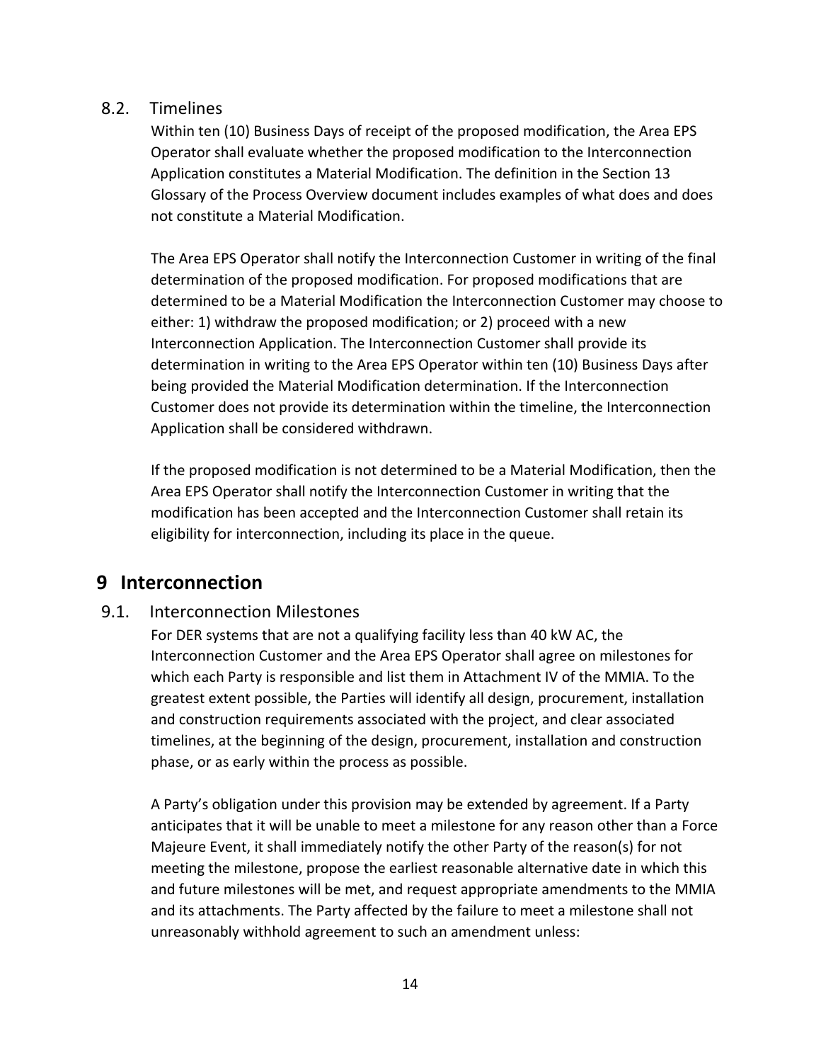### 8.2. Timelines

Within ten (10) Business Days of receipt of the proposed modification, the Area EPS Operator shall evaluate whether the proposed modification to the Interconnection Application constitutes a Material Modification. The definition in the Section 13 Glossary of the Process Overview document includes examples of what does and does not constitute a Material Modification.

The Area EPS Operator shall notify the Interconnection Customer in writing of the final determination of the proposed modification. For proposed modifications that are determined to be a Material Modification the Interconnection Customer may choose to either: 1) withdraw the proposed modification; or 2) proceed with a new Interconnection Application. The Interconnection Customer shall provide its determination in writing to the Area EPS Operator within ten (10) Business Days after being provided the Material Modification determination. If the Interconnection Customer does not provide its determination within the timeline, the Interconnection Application shall be considered withdrawn.

If the proposed modification is not determined to be a Material Modification, then the Area EPS Operator shall notify the Interconnection Customer in writing that the modification has been accepted and the Interconnection Customer shall retain its eligibility for interconnection, including its place in the queue.

## 9 Interconnection

### 9.1. Interconnection Milestones

For DER systems that are not a qualifying facility less than 40 kW AC, the Interconnection Customer and the Area EPS Operator shall agree on milestones for which each Party is responsible and list them in Attachment IV of the MMIA. To the greatest extent possible, the Parties will identify all design, procurement, installation and construction requirements associated with the project, and clear associated timelines, at the beginning of the design, procurement, installation and construction phase, or as early within the process as possible.

A Party's obligation under this provision may be extended by agreement. If a Party anticipates that it will be unable to meet a milestone for any reason other than a Force Majeure Event, it shall immediately notify the other Party of the reason(s) for not meeting the milestone, propose the earliest reasonable alternative date in which this and future milestones will be met, and request appropriate amendments to the MMIA and its attachments. The Party affected by the failure to meet a milestone shall not unreasonably withhold agreement to such an amendment unless: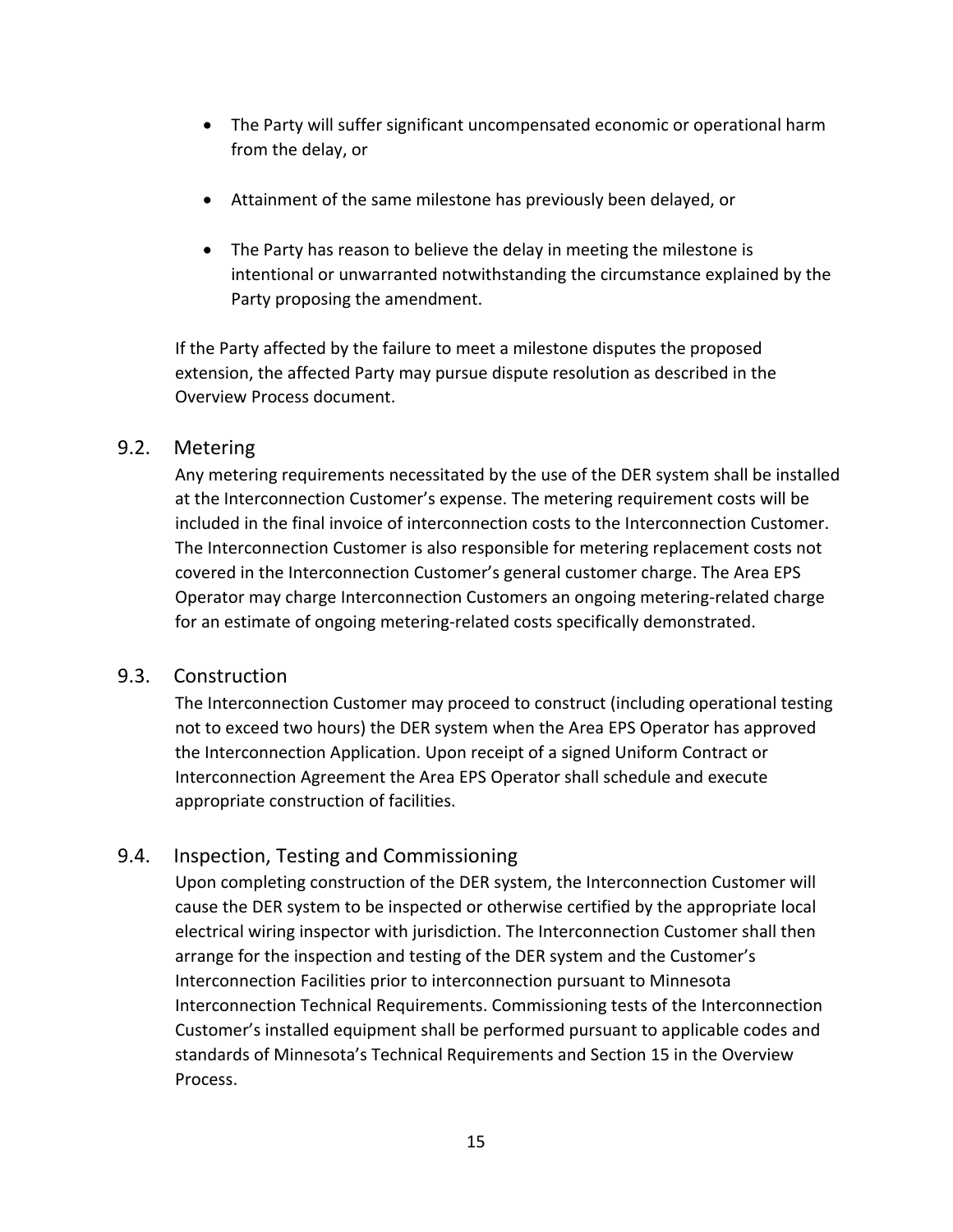- The Party will suffer significant uncompensated economic or operational harm from the delay, or
- Attainment of the same milestone has previously been delayed, or
- The Party has reason to believe the delay in meeting the milestone is intentional or unwarranted notwithstanding the circumstance explained by the Party proposing the amendment.

If the Party affected by the failure to meet a milestone disputes the proposed extension, the affected Party may pursue dispute resolution as described in the Overview Process document.

## 9.2. Metering

Any metering requirements necessitated by the use of the DER system shall be installed at the Interconnection Customer's expense. The metering requirement costs will be included in the final invoice of interconnection costs to the Interconnection Customer. The Interconnection Customer is also responsible for metering replacement costs not covered in the Interconnection Customer's general customer charge. The Area EPS Operator may charge Interconnection Customers an ongoing metering-related charge for an estimate of ongoing metering-related costs specifically demonstrated.

## 9.3. Construction

The Interconnection Customer may proceed to construct (including operational testing not to exceed two hours) the DER system when the Area EPS Operator has approved the Interconnection Application. Upon receipt of a signed Uniform Contract or Interconnection Agreement the Area EPS Operator shall schedule and execute appropriate construction of facilities.

## 9.4. Inspection, Testing and Commissioning

Upon completing construction of the DER system, the Interconnection Customer will cause the DER system to be inspected or otherwise certified by the appropriate local electrical wiring inspector with jurisdiction. The Interconnection Customer shall then arrange for the inspection and testing of the DER system and the Customer's Interconnection Facilities prior to interconnection pursuant to Minnesota Interconnection Technical Requirements. Commissioning tests of the Interconnection Customer's installed equipment shall be performed pursuant to applicable codes and standards of Minnesota's Technical Requirements and Section 15 in the Overview Process.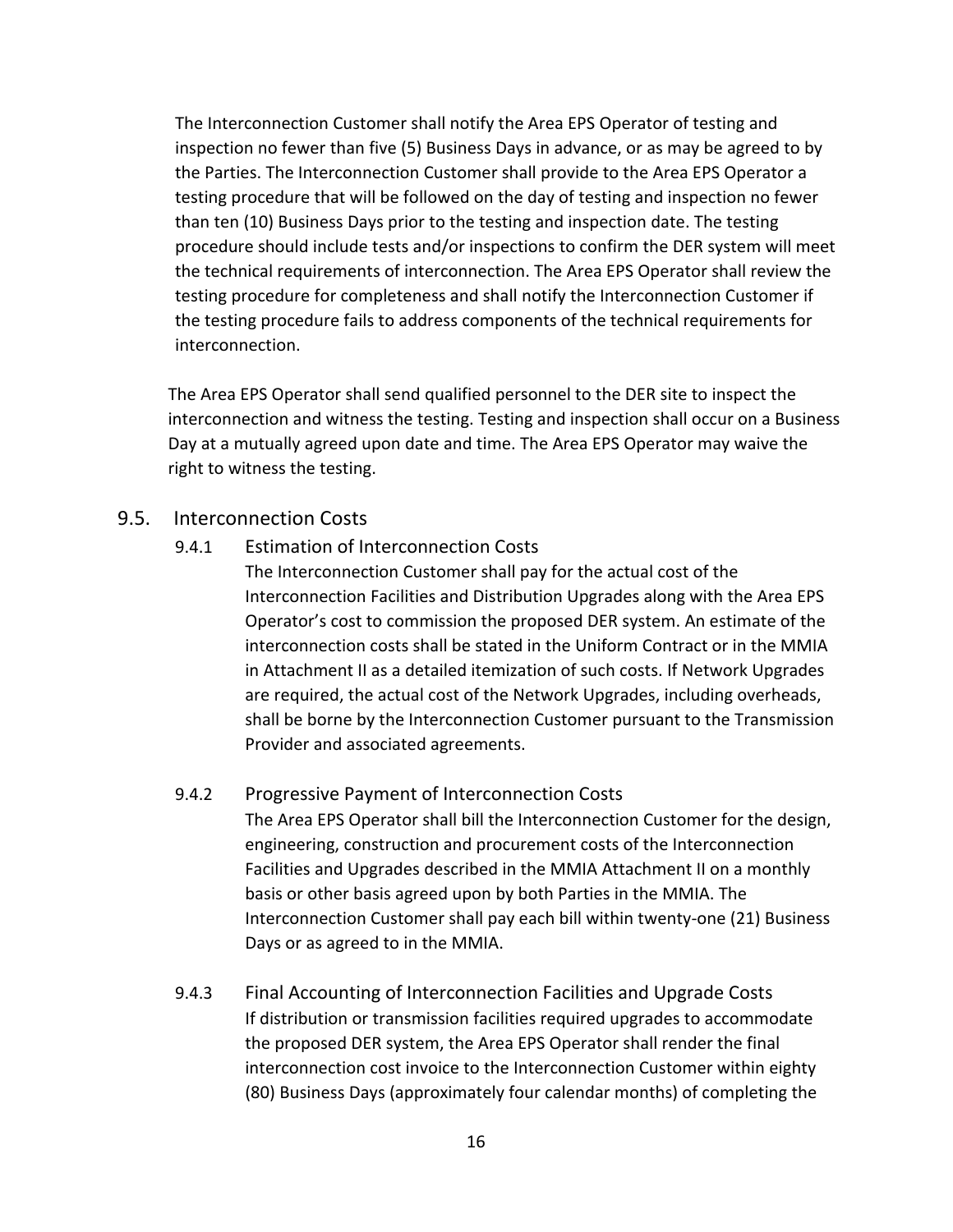The Interconnection Customer shall notify the Area EPS Operator of testing and inspection no fewer than five (5) Business Days in advance, or as may be agreed to by the Parties. The Interconnection Customer shall provide to the Area EPS Operator a testing procedure that will be followed on the day of testing and inspection no fewer than ten (10) Business Days prior to the testing and inspection date. The testing procedure should include tests and/or inspections to confirm the DER system will meet the technical requirements of interconnection. The Area EPS Operator shall review the testing procedure for completeness and shall notify the Interconnection Customer if the testing procedure fails to address components of the technical requirements for interconnection.

The Area EPS Operator shall send qualified personnel to the DER site to inspect the interconnection and witness the testing. Testing and inspection shall occur on a Business Day at a mutually agreed upon date and time. The Area EPS Operator may waive the right to witness the testing.

## 9.5. Interconnection Costs

### 9.4.1 Estimation of Interconnection Costs

The Interconnection Customer shall pay for the actual cost of the Interconnection Facilities and Distribution Upgrades along with the Area EPS Operator's cost to commission the proposed DER system. An estimate of the interconnection costs shall be stated in the Uniform Contract or in the MMIA in Attachment II as a detailed itemization of such costs. If Network Upgrades are required, the actual cost of the Network Upgrades, including overheads, shall be borne by the Interconnection Customer pursuant to the Transmission Provider and associated agreements.

### 9.4.2 Progressive Payment of Interconnection Costs

The Area EPS Operator shall bill the Interconnection Customer for the design, engineering, construction and procurement costs of the Interconnection Facilities and Upgrades described in the MMIA Attachment II on a monthly basis or other basis agreed upon by both Parties in the MMIA. The Interconnection Customer shall pay each bill within twenty-one (21) Business Days or as agreed to in the MMIA.

### 9.4.3 Final Accounting of Interconnection Facilities and Upgrade Costs

If distribution or transmission facilities required upgrades to accommodate the proposed DER system, the Area EPS Operator shall render the final interconnection cost invoice to the Interconnection Customer within eighty (80) Business Days (approximately four calendar months) of completing the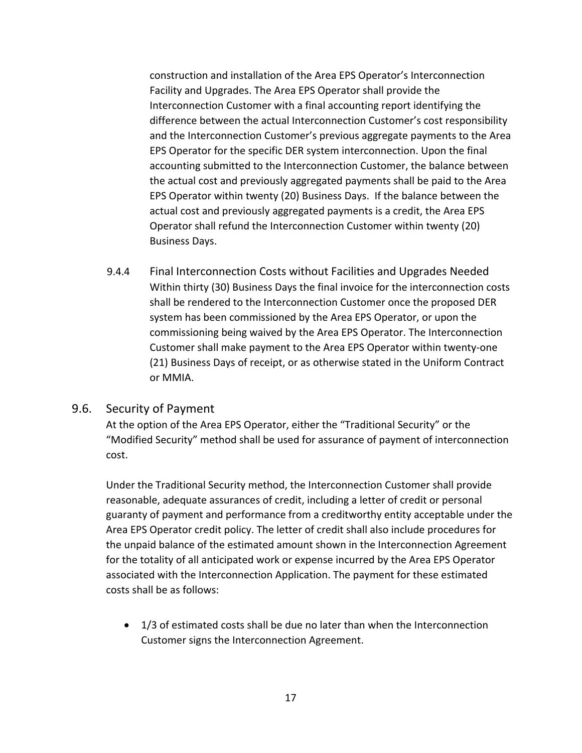construction and installation of the Area EPS Operator's Interconnection Facility and Upgrades. The Area EPS Operator shall provide the Interconnection Customer with a final accounting report identifying the difference between the actual Interconnection Customer's cost responsibility and the Interconnection Customer's previous aggregate payments to the Area EPS Operator for the specific DER system interconnection. Upon the final accounting submitted to the Interconnection Customer, the balance between the actual cost and previously aggregated payments shall be paid to the Area EPS Operator within twenty (20) Business Days. If the balance between the actual cost and previously aggregated payments is a credit, the Area EPS Operator shall refund the Interconnection Customer within twenty (20) Business Days.

#### 9.4.4 Final Interconnection Costs without Facilities and Upgrades Needed

Within thirty (30) Business Days the final invoice for the interconnection costs shall be rendered to the Interconnection Customer once the proposed DER system has been commissioned by the Area EPS Operator, or upon the commissioning being waived by the Area EPS Operator. The Interconnection Customer shall make payment to the Area EPS Operator within twenty-one (21) Business Days of receipt, or as otherwise stated in the Uniform Contract or MMIA.

## 9.6. Security of Payment

At the option of the Area EPS Operator, either the "Traditional Security" or the "Modified Security" method shall be used for assurance of payment of interconnection cost.

Under the Traditional Security method, the Interconnection Customer shall provide reasonable, adequate assurances of credit, including a letter of credit or personal guaranty of payment and performance from a creditworthy entity acceptable under the Area EPS Operator credit policy. The letter of credit shall also include procedures for the unpaid balance of the estimated amount shown in the Interconnection Agreement for the totality of all anticipated work or expense incurred by the Area EPS Operator associated with the Interconnection Application. The payment for these estimated costs shall be as follows:

- 1/3 of estimated costs shall be due no later than when the Interconnection Customer signs the Interconnection Agreement.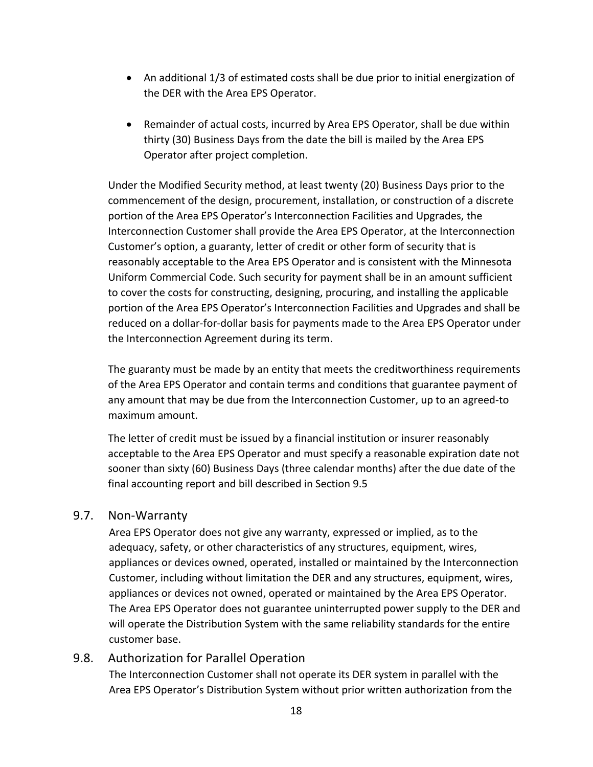- An additional 1/3 of estimated costs shall be due prior to initial energization of the DER with the Area EPS Operator.

- Remainder of actual costs, incurred by Area EPS Operator, shall be due within thirty (30) Business Days from the date the bill is mailed by the Area EPS Operator after project completion.

Under the Modified Security method, at least twenty (20) Business Days prior to the commencement of the design, procurement, installation, or construction of a discrete portion of the Area EPS Operator's Interconnection Facilities and Upgrades, the Interconnection Customer shall provide the Area EPS Operator, at the Interconnection Customer's option, a guaranty, letter of credit or other form of security that is reasonably acceptable to the Area EPS Operator and is consistent with the Minnesota Uniform Commercial Code. Such security for payment shall be in an amount sufficient to cover the costs for constructing, designing, procuring, and installing the applicable portion of the Area EPS Operator's Interconnection Facilities and Upgrades and shall be reduced on a dollar-for-dollar basis for payments made to the Area EPS Operator under the Interconnection Agreement during its term.

The guaranty must be made by an entity that meets the creditworthiness requirements of the Area EPS Operator and contain terms and conditions that guarantee payment of any amount that may be due from the Interconnection Customer, up to an agreed-to maximum amount.

The letter of credit must be issued by a financial institution or insurer reasonably acceptable to the Area EPS Operator and must specify a reasonable expiration date not sooner than sixty (60) Business Days (three calendar months) after the due date of the final accounting report and bill described in Section 9.5

### 9.7. Non-Warranty

Area EPS Operator does not give any warranty, expressed or implied, as to the adequacy, safety, or other characteristics of any structures, equipment, wires, appliances or devices owned, operated, installed or maintained by the Interconnection Customer, including without limitation the DER and any structures, equipment, wires, appliances or devices not owned, operated or maintained by the Area EPS Operator. The Area EPS Operator does not guarantee uninterrupted power supply to the DER and will operate the Distribution System with the same reliability standards for the entire customer base.

### 9.8. Authorization for Parallel Operation

The Interconnection Customer shall not operate its DER system in parallel with the Area EPS Operator's Distribution System without prior written authorization from the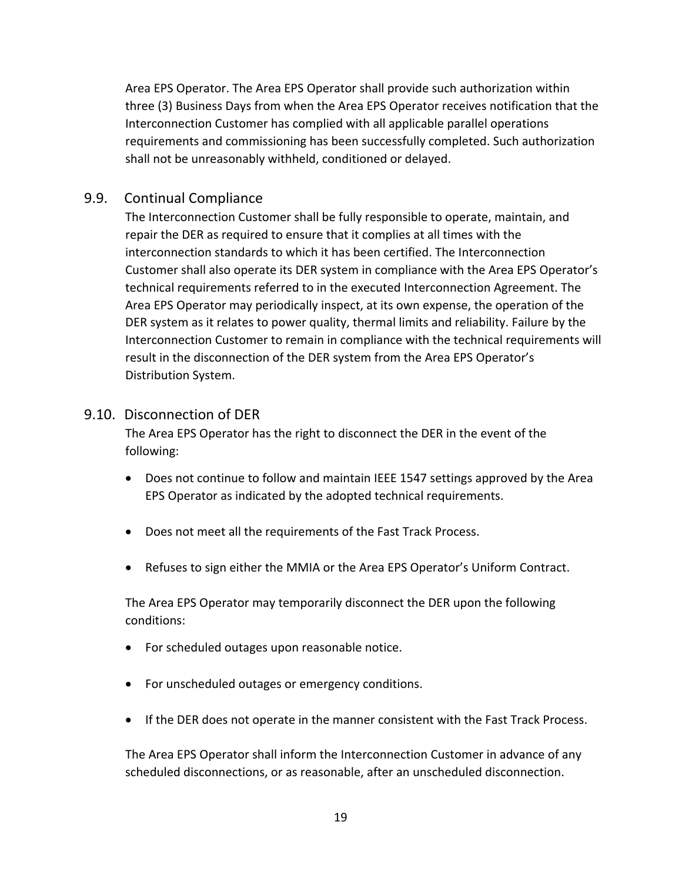Area EPS Operator. The Area EPS Operator shall provide such authorization within three (3) Business Days from when the Area EPS Operator receives notification that the Interconnection Customer has complied with all applicable parallel operations requirements and commissioning has been successfully completed. Such authorization shall not be unreasonably withheld, conditioned or delayed.

## 9.9. Continual Compliance

The Interconnection Customer shall be fully responsible to operate, maintain, and repair the DER as required to ensure that it complies at all times with the interconnection standards to which it has been certified. The Interconnection Customer shall also operate its DER system in compliance with the Area EPS Operator's technical requirements referred to in the executed Interconnection Agreement. The Area EPS Operator may periodically inspect, at its own expense, the operation of the DER system as it relates to power quality, thermal limits and reliability. Failure by the Interconnection Customer to remain in compliance with the technical requirements will result in the disconnection of the DER system from the Area EPS Operator's Distribution System.

## 9.10. Disconnection of DER

The Area EPS Operator has the right to disconnect the DER in the event of the following:

- Does not continue to follow and maintain IEEE 1547 settings approved by the Area EPS Operator as indicated by the adopted technical requirements.
- Does not meet all the requirements of the Fast Track Process.
- Refuses to sign either the MMIA or the Area EPS Operator's Uniform Contract.

The Area EPS Operator may temporarily disconnect the DER upon the following conditions:

- For scheduled outages upon reasonable notice.
- For unscheduled outages or emergency conditions.
- If the DER does not operate in the manner consistent with the Fast Track Process.

The Area EPS Operator shall inform the Interconnection Customer in advance of any scheduled disconnections, or as reasonable, after an unscheduled disconnection.